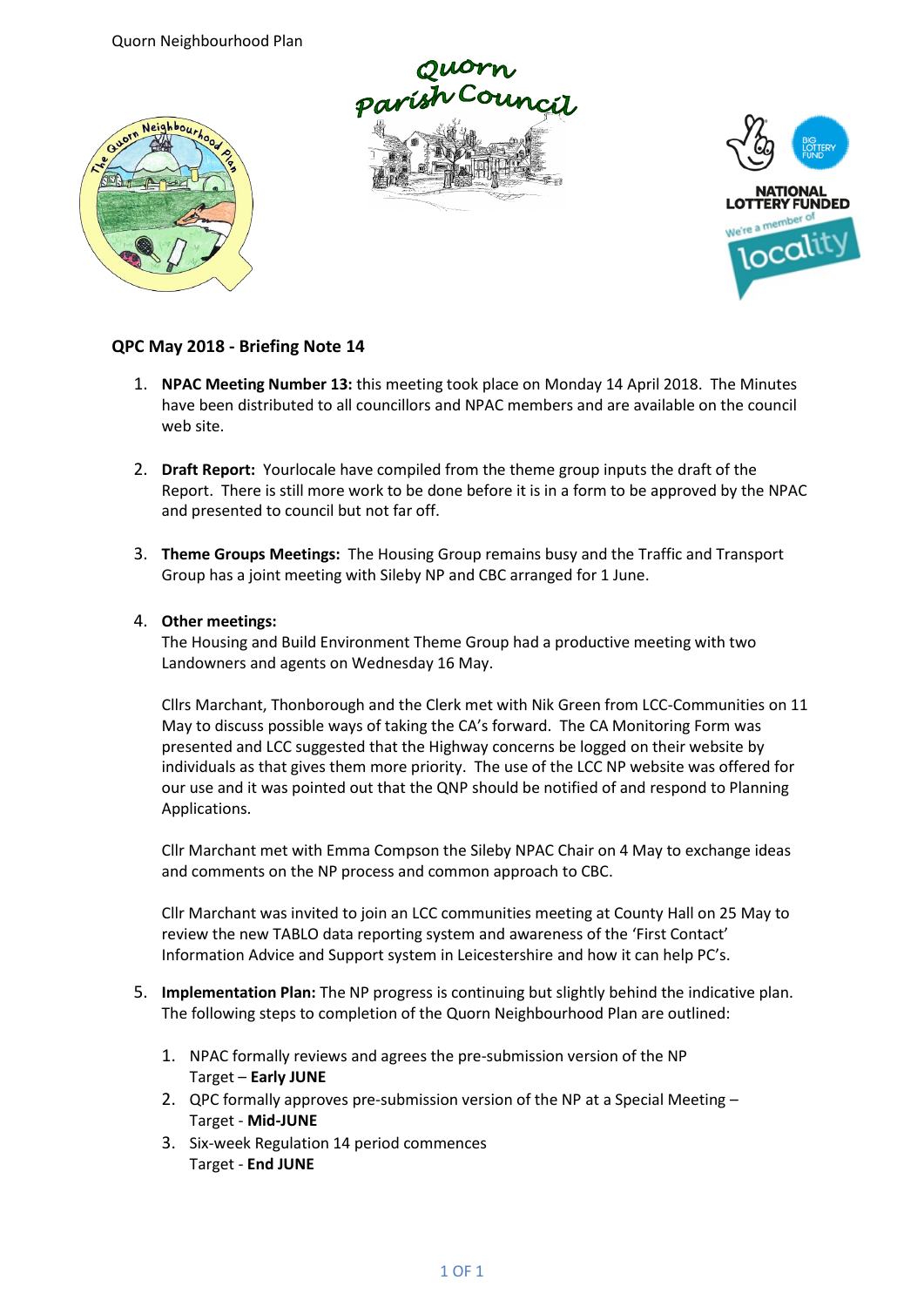## QPC May 2018 - Briefing Note 14

1. **NPAC Meeting Number 13:** this meeting took place on Monday 14 April 2018. The Minutes have been distributed to all councillors and NPAC members and are available on the council web site.

2. **Draft Report:** Yourlocale have compiled from the theme group inputs the draft of the Report. There is still more work to be done before it is in a form to be approved by the NPAC and presented to council but not far off.

3. **Theme Groups Meetings:** The Housing Group remains busy and the Traffic and Transport Group has a joint meeting with Sileby NP and CBC arranged for 1 June.

4. **Other meetings:**
   The Housing and Build Environment Theme Group had a productive meeting with two Landowners and agents on Wednesday 16 May.

   Cllrs Marchant, Thonborough and the Clerk met with Nik Green from LCC-Communities on 11 May to discuss possible ways of taking the CA's forward. The CA Monitoring Form was presented and LCC suggested that the Highway concerns be logged on their website by individuals as that gives them more priority. The use of the LCC NP website was offered for our use and it was pointed out that the QNP should be notified of and respond to Planning Applications.

   Cllr Marchant met with Emma Compson the Sileby NPAC Chair on 4 May to exchange ideas and comments on the NP process and common approach to CBC.

   Cllr Marchant was invited to join an LCC communities meeting at County Hall on 25 May to review the new TABLO data reporting system and awareness of the 'First Contact' Information Advice and Support system in Leicestershire and how it can help PC's.

5. **Implementation Plan:** The NP progress is continuing but slightly behind the indicative plan. The following steps to completion of the Quorn Neighbourhood Plan are outlined:

   1. NPAC formally reviews and agrees the pre-submission version of the NP
      Target – **Early JUNE**
   2. QPC formally approves pre-submission version of the NP at a Special Meeting – Target - **Mid-JUNE**
   3. Six-week Regulation 14 period commences
      Target - **End JUNE**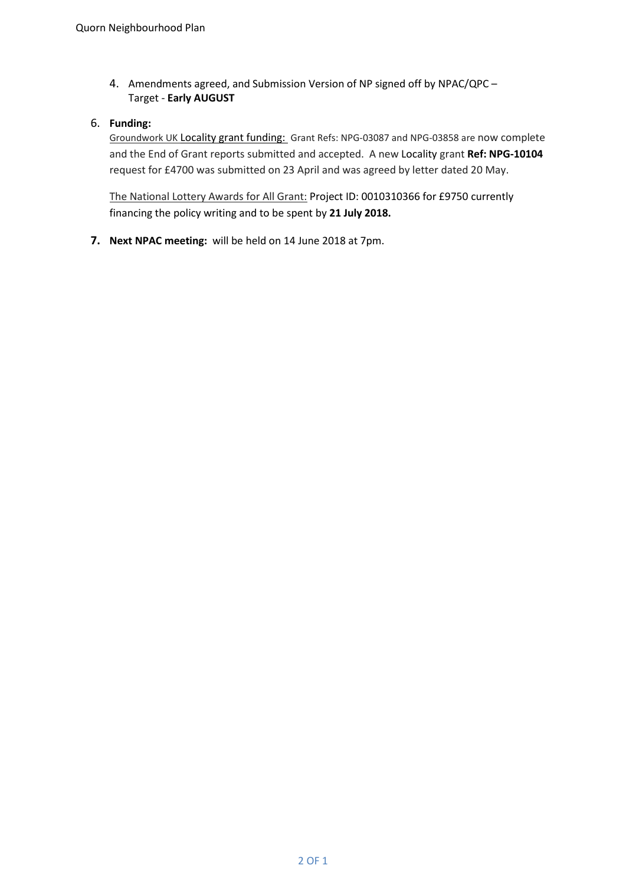4. Amendments agreed, and Submission Version of NP signed off by NPAC/QPC – Target - **Early AUGUST**

6. **Funding:**

   Groundwork UK Locality grant funding: Grant Refs: NPG-03087 and NPG-03858 are now complete and the End of Grant reports submitted and accepted. A new Locality grant **Ref: NPG-10104** request for £4700 was submitted on 23 April and was agreed by letter dated 20 May.

   The National Lottery Awards for All Grant: Project ID: 0010310366 for £9750 currently financing the policy writing and to be spent by **21 July 2018.**

7. **Next NPAC meeting:** will be held on 14 June 2018 at 7pm.